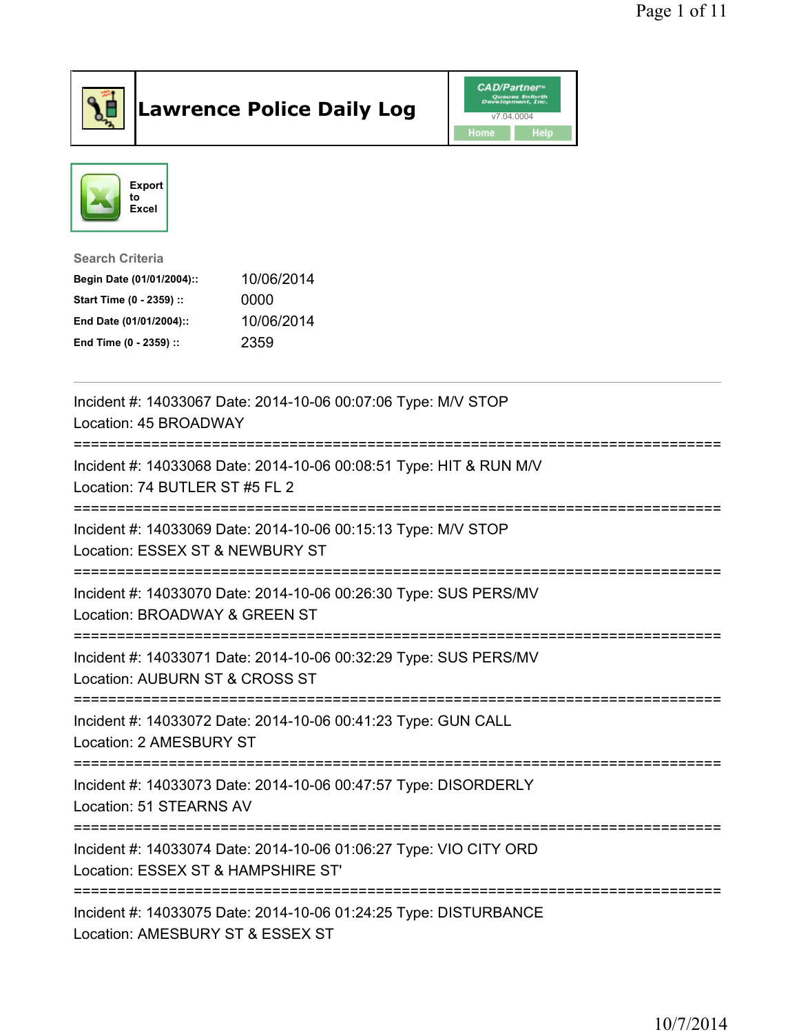# Lawrence Police Daily Log

Export to Excel

**Search Criteria**

| | |
|---|---|
| **Begin Date (01/01/2004)::** | 10/06/2014 |
| **Start Time (0 - 2359) ::** | 0000 |
| **End Date (01/01/2004)::** | 10/06/2014 |
| **End Time (0 - 2359) ::** | 2359 |

---

Incident #: 14033067 Date: 2014-10-06 00:07:06 Type: M/V STOP
Location: 45 BROADWAY

===========================================================================

Incident #: 14033068 Date: 2014-10-06 00:08:51 Type: HIT & RUN M/V
Location: 74 BUTLER ST #5 FL 2

===========================================================================

Incident #: 14033069 Date: 2014-10-06 00:15:13 Type: M/V STOP
Location: ESSEX ST & NEWBURY ST

===========================================================================

Incident #: 14033070 Date: 2014-10-06 00:26:30 Type: SUS PERS/MV
Location: BROADWAY & GREEN ST

===========================================================================

Incident #: 14033071 Date: 2014-10-06 00:32:29 Type: SUS PERS/MV
Location: AUBURN ST & CROSS ST

===========================================================================

Incident #: 14033072 Date: 2014-10-06 00:41:23 Type: GUN CALL
Location: 2 AMESBURY ST

===========================================================================

Incident #: 14033073 Date: 2014-10-06 00:47:57 Type: DISORDERLY
Location: 51 STEARNS AV

===========================================================================

Incident #: 14033074 Date: 2014-10-06 01:06:27 Type: VIO CITY ORD
Location: ESSEX ST & HAMPSHIRE ST'

===========================================================================

Incident #: 14033075 Date: 2014-10-06 01:24:25 Type: DISTURBANCE
Location: AMESBURY ST & ESSEX ST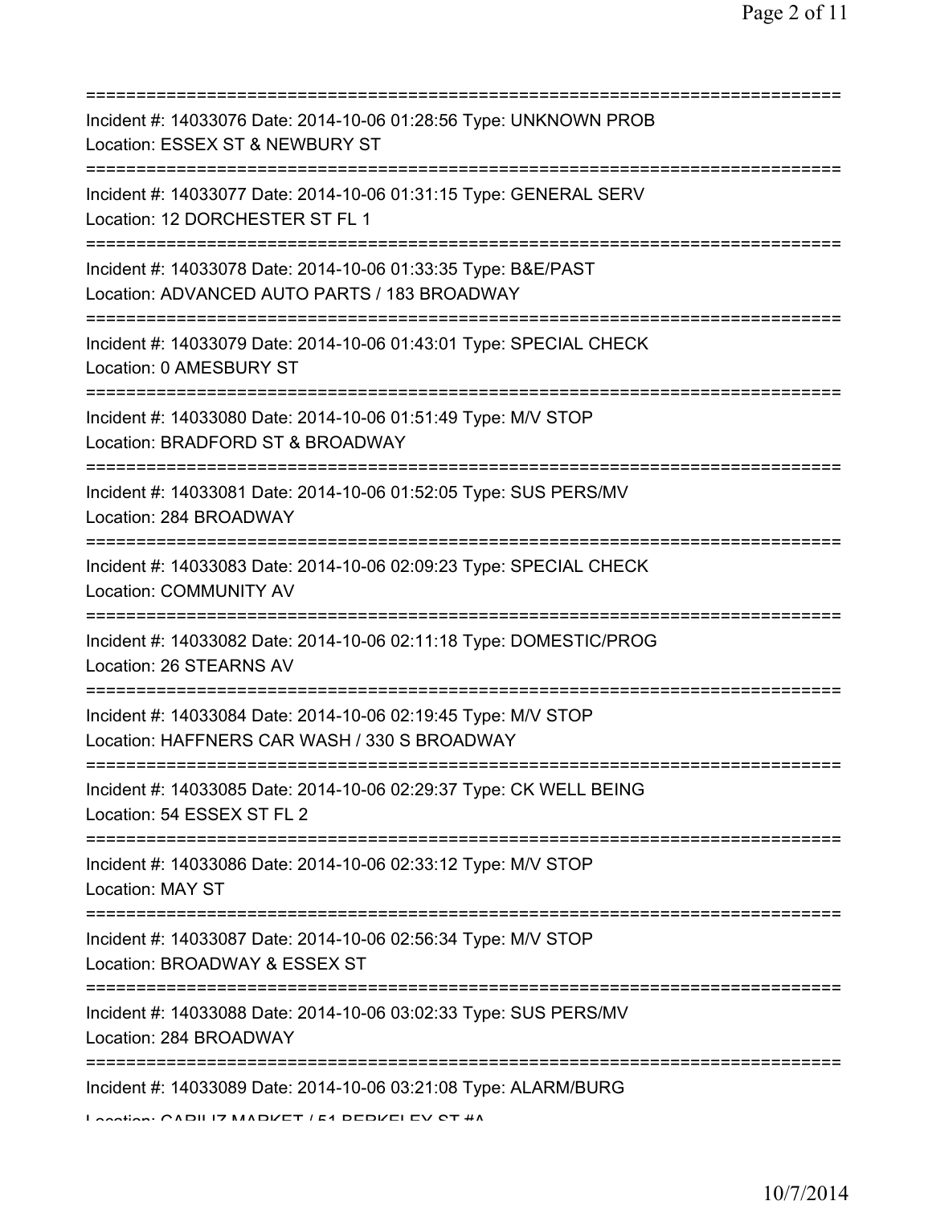===========================================================================

Incident #: 14033076 Date: 2014-10-06 01:28:56 Type: UNKNOWN PROB
Location: ESSEX ST & NEWBURY ST

===========================================================================

Incident #: 14033077 Date: 2014-10-06 01:31:15 Type: GENERAL SERV
Location: 12 DORCHESTER ST FL 1

===========================================================================

Incident #: 14033078 Date: 2014-10-06 01:33:35 Type: B&E/PAST
Location: ADVANCED AUTO PARTS / 183 BROADWAY

===========================================================================

Incident #: 14033079 Date: 2014-10-06 01:43:01 Type: SPECIAL CHECK
Location: 0 AMESBURY ST

===========================================================================

Incident #: 14033080 Date: 2014-10-06 01:51:49 Type: M/V STOP
Location: BRADFORD ST & BROADWAY

===========================================================================

Incident #: 14033081 Date: 2014-10-06 01:52:05 Type: SUS PERS/MV
Location: 284 BROADWAY

===========================================================================

Incident #: 14033083 Date: 2014-10-06 02:09:23 Type: SPECIAL CHECK
Location: COMMUNITY AV

===========================================================================

Incident #: 14033082 Date: 2014-10-06 02:11:18 Type: DOMESTIC/PROG
Location: 26 STEARNS AV

===========================================================================

Incident #: 14033084 Date: 2014-10-06 02:19:45 Type: M/V STOP
Location: HAFFNERS CAR WASH / 330 S BROADWAY

===========================================================================

Incident #: 14033085 Date: 2014-10-06 02:29:37 Type: CK WELL BEING
Location: 54 ESSEX ST FL 2

===========================================================================

Incident #: 14033086 Date: 2014-10-06 02:33:12 Type: M/V STOP
Location: MAY ST

===========================================================================

Incident #: 14033087 Date: 2014-10-06 02:56:34 Type: M/V STOP
Location: BROADWAY & ESSEX ST

===========================================================================

Incident #: 14033088 Date: 2014-10-06 03:02:33 Type: SUS PERS/MV
Location: 284 BROADWAY

===========================================================================

Incident #: 14033089 Date: 2014-10-06 03:21:08 Type: ALARM/BURG
Location: CARILIZ MARKET / 51 BERKELEY ST #A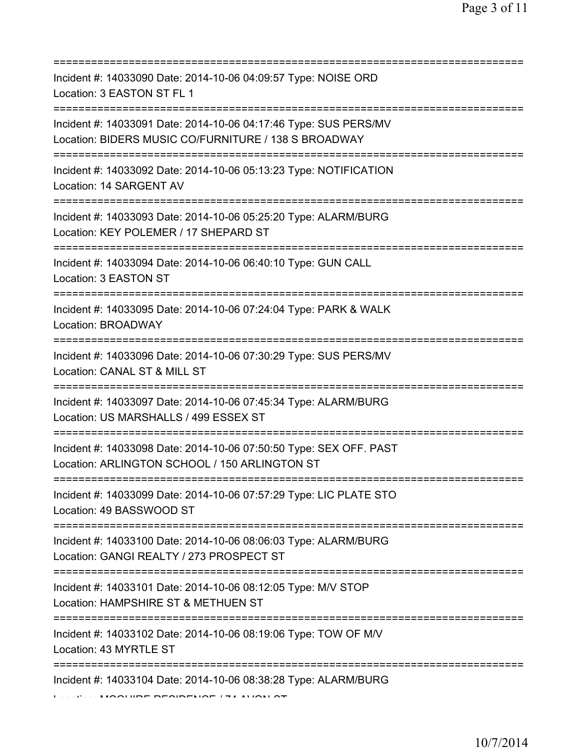===========================================================================

Incident #: 14033090 Date: 2014-10-06 04:09:57 Type: NOISE ORD
Location: 3 EASTON ST FL 1

===========================================================================

Incident #: 14033091 Date: 2014-10-06 04:17:46 Type: SUS PERS/MV
Location: BIDERS MUSIC CO/FURNITURE / 138 S BROADWAY

===========================================================================

Incident #: 14033092 Date: 2014-10-06 05:13:23 Type: NOTIFICATION
Location: 14 SARGENT AV

===========================================================================

Incident #: 14033093 Date: 2014-10-06 05:25:20 Type: ALARM/BURG
Location: KEY POLEMER / 17 SHEPARD ST

===========================================================================

Incident #: 14033094 Date: 2014-10-06 06:40:10 Type: GUN CALL
Location: 3 EASTON ST

===========================================================================

Incident #: 14033095 Date: 2014-10-06 07:24:04 Type: PARK & WALK
Location: BROADWAY

===========================================================================

Incident #: 14033096 Date: 2014-10-06 07:30:29 Type: SUS PERS/MV
Location: CANAL ST & MILL ST

===========================================================================

Incident #: 14033097 Date: 2014-10-06 07:45:34 Type: ALARM/BURG
Location: US MARSHALLS / 499 ESSEX ST

===========================================================================

Incident #: 14033098 Date: 2014-10-06 07:50:50 Type: SEX OFF. PAST
Location: ARLINGTON SCHOOL / 150 ARLINGTON ST

===========================================================================

Incident #: 14033099 Date: 2014-10-06 07:57:29 Type: LIC PLATE STO
Location: 49 BASSWOOD ST

===========================================================================

Incident #: 14033100 Date: 2014-10-06 08:06:03 Type: ALARM/BURG
Location: GANGI REALTY / 273 PROSPECT ST

===========================================================================

Incident #: 14033101 Date: 2014-10-06 08:12:05 Type: M/V STOP
Location: HAMPSHIRE ST & METHUEN ST

===========================================================================

Incident #: 14033102 Date: 2014-10-06 08:19:06 Type: TOW OF M/V
Location: 43 MYRTLE ST

===========================================================================

Incident #: 14033104 Date: 2014-10-06 08:38:28 Type: ALARM/BURG
Location: MCGUIRE RESIDENCE / 74 AVON ST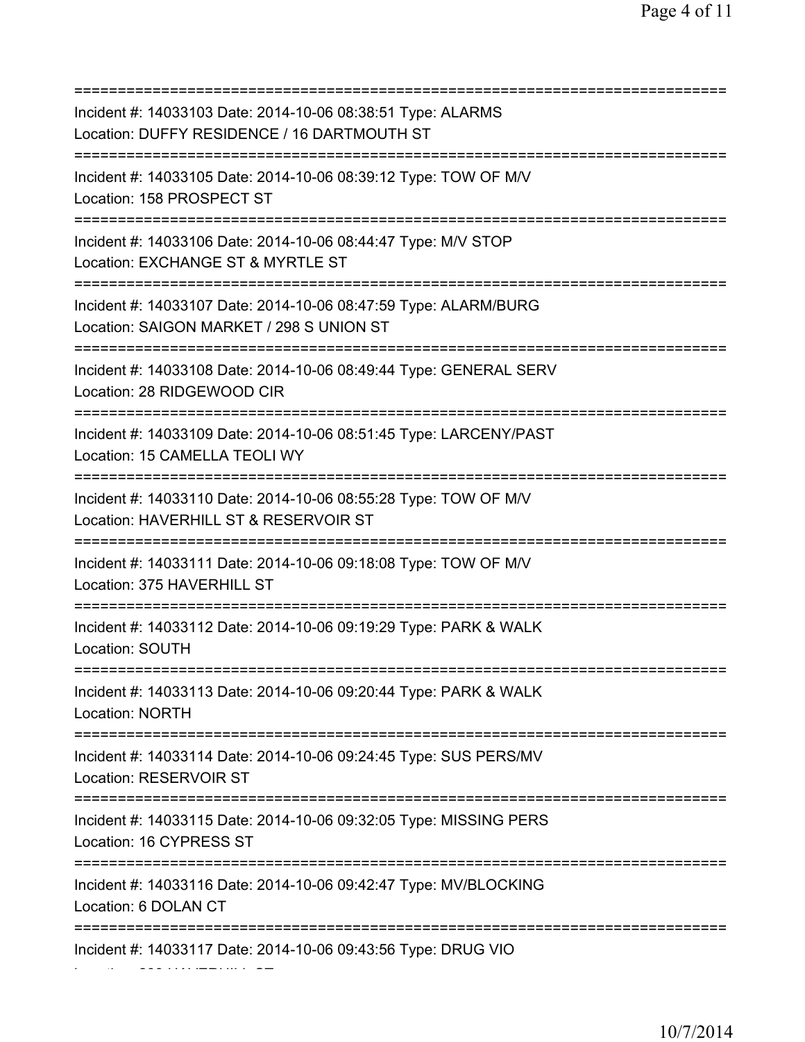===========================================================================
Incident #: 14033103 Date: 2014-10-06 08:38:51 Type: ALARMS
Location: DUFFY RESIDENCE / 16 DARTMOUTH ST
===========================================================================
Incident #: 14033105 Date: 2014-10-06 08:39:12 Type: TOW OF M/V
Location: 158 PROSPECT ST
===========================================================================
Incident #: 14033106 Date: 2014-10-06 08:44:47 Type: M/V STOP
Location: EXCHANGE ST & MYRTLE ST
===========================================================================
Incident #: 14033107 Date: 2014-10-06 08:47:59 Type: ALARM/BURG
Location: SAIGON MARKET / 298 S UNION ST
===========================================================================
Incident #: 14033108 Date: 2014-10-06 08:49:44 Type: GENERAL SERV
Location: 28 RIDGEWOOD CIR
===========================================================================
Incident #: 14033109 Date: 2014-10-06 08:51:45 Type: LARCENY/PAST
Location: 15 CAMELLA TEOLI WY
===========================================================================
Incident #: 14033110 Date: 2014-10-06 08:55:28 Type: TOW OF M/V
Location: HAVERHILL ST & RESERVOIR ST
===========================================================================
Incident #: 14033111 Date: 2014-10-06 09:18:08 Type: TOW OF M/V
Location: 375 HAVERHILL ST
===========================================================================
Incident #: 14033112 Date: 2014-10-06 09:19:29 Type: PARK & WALK
Location: SOUTH
===========================================================================
Incident #: 14033113 Date: 2014-10-06 09:20:44 Type: PARK & WALK
Location: NORTH
===========================================================================
Incident #: 14033114 Date: 2014-10-06 09:24:45 Type: SUS PERS/MV
Location: RESERVOIR ST
===========================================================================
Incident #: 14033115 Date: 2014-10-06 09:32:05 Type: MISSING PERS
Location: 16 CYPRESS ST
===========================================================================
Incident #: 14033116 Date: 2014-10-06 09:42:47 Type: MV/BLOCKING
Location: 6 DOLAN CT
===========================================================================
Incident #: 14033117 Date: 2014-10-06 09:43:56 Type: DRUG VIO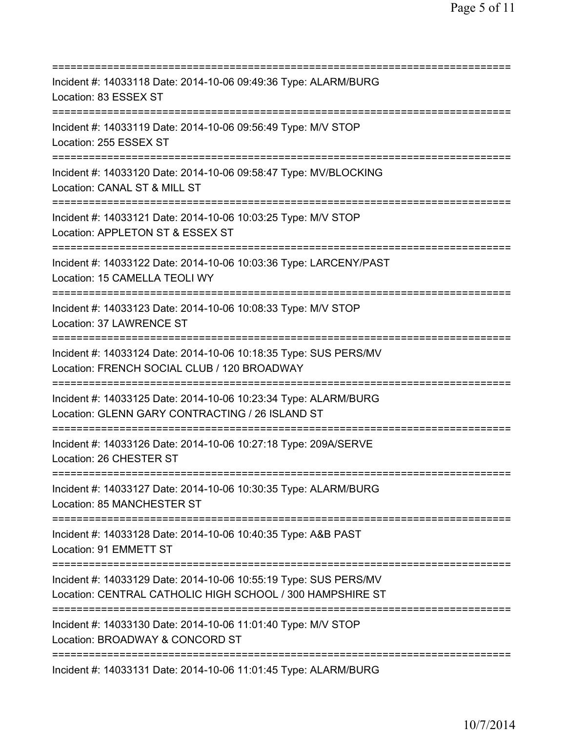===========================================================================
Incident #: 14033118 Date: 2014-10-06 09:49:36 Type: ALARM/BURG
Location: 83 ESSEX ST
===========================================================================
Incident #: 14033119 Date: 2014-10-06 09:56:49 Type: M/V STOP
Location: 255 ESSEX ST
===========================================================================
Incident #: 14033120 Date: 2014-10-06 09:58:47 Type: MV/BLOCKING
Location: CANAL ST & MILL ST
===========================================================================
Incident #: 14033121 Date: 2014-10-06 10:03:25 Type: M/V STOP
Location: APPLETON ST & ESSEX ST
===========================================================================
Incident #: 14033122 Date: 2014-10-06 10:03:36 Type: LARCENY/PAST
Location: 15 CAMELLA TEOLI WY
===========================================================================
Incident #: 14033123 Date: 2014-10-06 10:08:33 Type: M/V STOP
Location: 37 LAWRENCE ST
===========================================================================
Incident #: 14033124 Date: 2014-10-06 10:18:35 Type: SUS PERS/MV
Location: FRENCH SOCIAL CLUB / 120 BROADWAY
===========================================================================
Incident #: 14033125 Date: 2014-10-06 10:23:34 Type: ALARM/BURG
Location: GLENN GARY CONTRACTING / 26 ISLAND ST
===========================================================================
Incident #: 14033126 Date: 2014-10-06 10:27:18 Type: 209A/SERVE
Location: 26 CHESTER ST
===========================================================================
Incident #: 14033127 Date: 2014-10-06 10:30:35 Type: ALARM/BURG
Location: 85 MANCHESTER ST
===========================================================================
Incident #: 14033128 Date: 2014-10-06 10:40:35 Type: A&B PAST
Location: 91 EMMETT ST
===========================================================================
Incident #: 14033129 Date: 2014-10-06 10:55:19 Type: SUS PERS/MV
Location: CENTRAL CATHOLIC HIGH SCHOOL / 300 HAMPSHIRE ST
===========================================================================
Incident #: 14033130 Date: 2014-10-06 11:01:40 Type: M/V STOP
Location: BROADWAY & CONCORD ST
===========================================================================
Incident #: 14033131 Date: 2014-10-06 11:01:45 Type: ALARM/BURG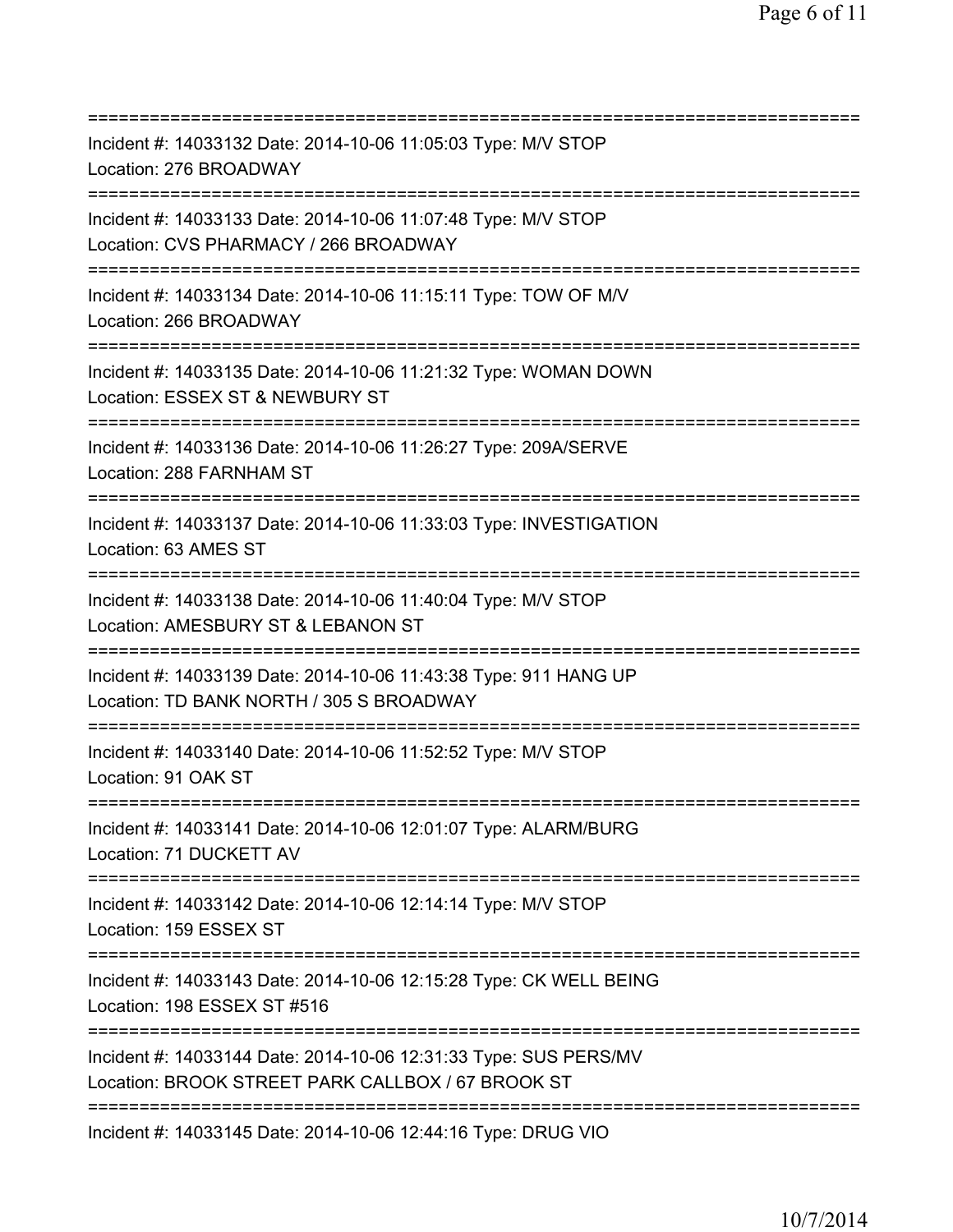===========================================================================

Incident #: 14033132 Date: 2014-10-06 11:05:03 Type: M/V STOP
Location: 276 BROADWAY

===========================================================================

Incident #: 14033133 Date: 2014-10-06 11:07:48 Type: M/V STOP
Location: CVS PHARMACY / 266 BROADWAY

===========================================================================

Incident #: 14033134 Date: 2014-10-06 11:15:11 Type: TOW OF M/V
Location: 266 BROADWAY

===========================================================================

Incident #: 14033135 Date: 2014-10-06 11:21:32 Type: WOMAN DOWN
Location: ESSEX ST & NEWBURY ST

===========================================================================

Incident #: 14033136 Date: 2014-10-06 11:26:27 Type: 209A/SERVE
Location: 288 FARNHAM ST

===========================================================================

Incident #: 14033137 Date: 2014-10-06 11:33:03 Type: INVESTIGATION
Location: 63 AMES ST

===========================================================================

Incident #: 14033138 Date: 2014-10-06 11:40:04 Type: M/V STOP
Location: AMESBURY ST & LEBANON ST

===========================================================================

Incident #: 14033139 Date: 2014-10-06 11:43:38 Type: 911 HANG UP
Location: TD BANK NORTH / 305 S BROADWAY

===========================================================================

Incident #: 14033140 Date: 2014-10-06 11:52:52 Type: M/V STOP
Location: 91 OAK ST

===========================================================================

Incident #: 14033141 Date: 2014-10-06 12:01:07 Type: ALARM/BURG
Location: 71 DUCKETT AV

===========================================================================

Incident #: 14033142 Date: 2014-10-06 12:14:14 Type: M/V STOP
Location: 159 ESSEX ST

===========================================================================

Incident #: 14033143 Date: 2014-10-06 12:15:28 Type: CK WELL BEING
Location: 198 ESSEX ST #516

===========================================================================

Incident #: 14033144 Date: 2014-10-06 12:31:33 Type: SUS PERS/MV
Location: BROOK STREET PARK CALLBOX / 67 BROOK ST

===========================================================================

Incident #: 14033145 Date: 2014-10-06 12:44:16 Type: DRUG VIO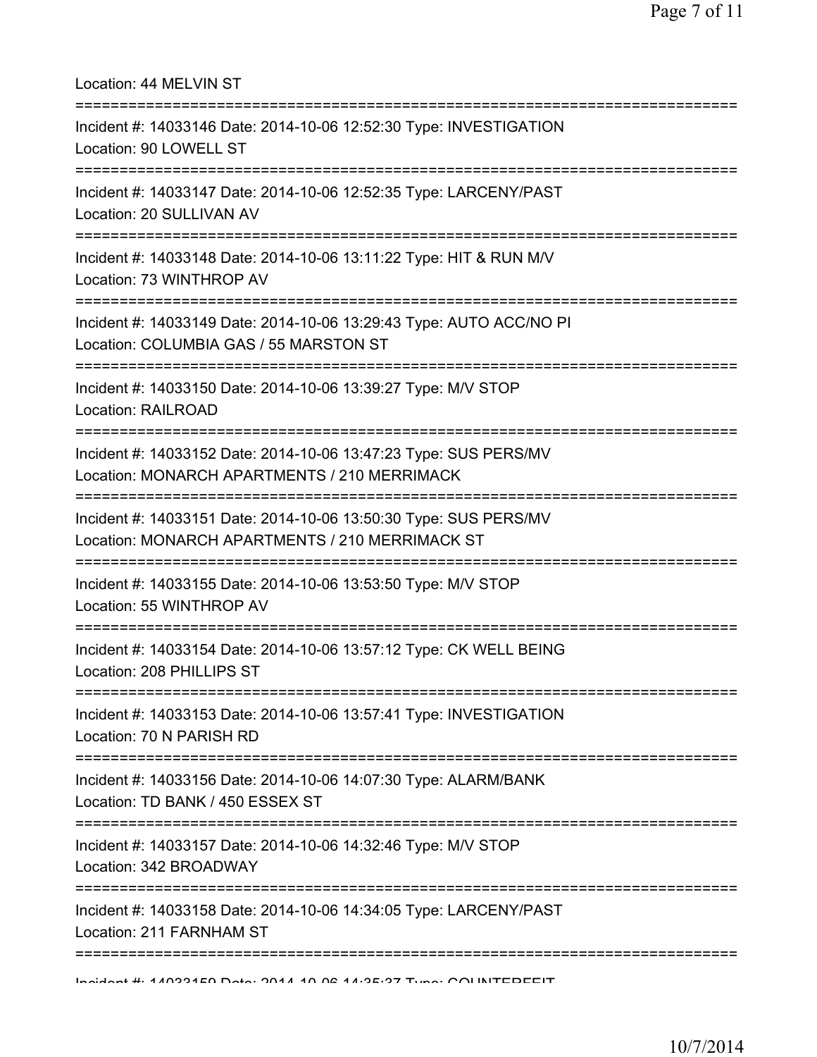Location: 44 MELVIN ST

===========================================================================

Incident #: 14033146 Date: 2014-10-06 12:52:30 Type: INVESTIGATION
Location: 90 LOWELL ST

===========================================================================

Incident #: 14033147 Date: 2014-10-06 12:52:35 Type: LARCENY/PAST
Location: 20 SULLIVAN AV

===========================================================================

Incident #: 14033148 Date: 2014-10-06 13:11:22 Type: HIT & RUN M/V
Location: 73 WINTHROP AV

===========================================================================

Incident #: 14033149 Date: 2014-10-06 13:29:43 Type: AUTO ACC/NO PI
Location: COLUMBIA GAS / 55 MARSTON ST

===========================================================================

Incident #: 14033150 Date: 2014-10-06 13:39:27 Type: M/V STOP
Location: RAILROAD

===========================================================================

Incident #: 14033152 Date: 2014-10-06 13:47:23 Type: SUS PERS/MV
Location: MONARCH APARTMENTS / 210 MERRIMACK

===========================================================================

Incident #: 14033151 Date: 2014-10-06 13:50:30 Type: SUS PERS/MV
Location: MONARCH APARTMENTS / 210 MERRIMACK ST

===========================================================================

Incident #: 14033155 Date: 2014-10-06 13:53:50 Type: M/V STOP
Location: 55 WINTHROP AV

===========================================================================

Incident #: 14033154 Date: 2014-10-06 13:57:12 Type: CK WELL BEING
Location: 208 PHILLIPS ST

===========================================================================

Incident #: 14033153 Date: 2014-10-06 13:57:41 Type: INVESTIGATION
Location: 70 N PARISH RD

===========================================================================

Incident #: 14033156 Date: 2014-10-06 14:07:30 Type: ALARM/BANK
Location: TD BANK / 450 ESSEX ST

===========================================================================

Incident #: 14033157 Date: 2014-10-06 14:32:46 Type: M/V STOP
Location: 342 BROADWAY

===========================================================================

Incident #: 14033158 Date: 2014-10-06 14:34:05 Type: LARCENY/PAST
Location: 211 FARNHAM ST

===========================================================================

Incident #: 14033159 Date: 2014-10-06 14:35:37 Type: COUNTERFEIT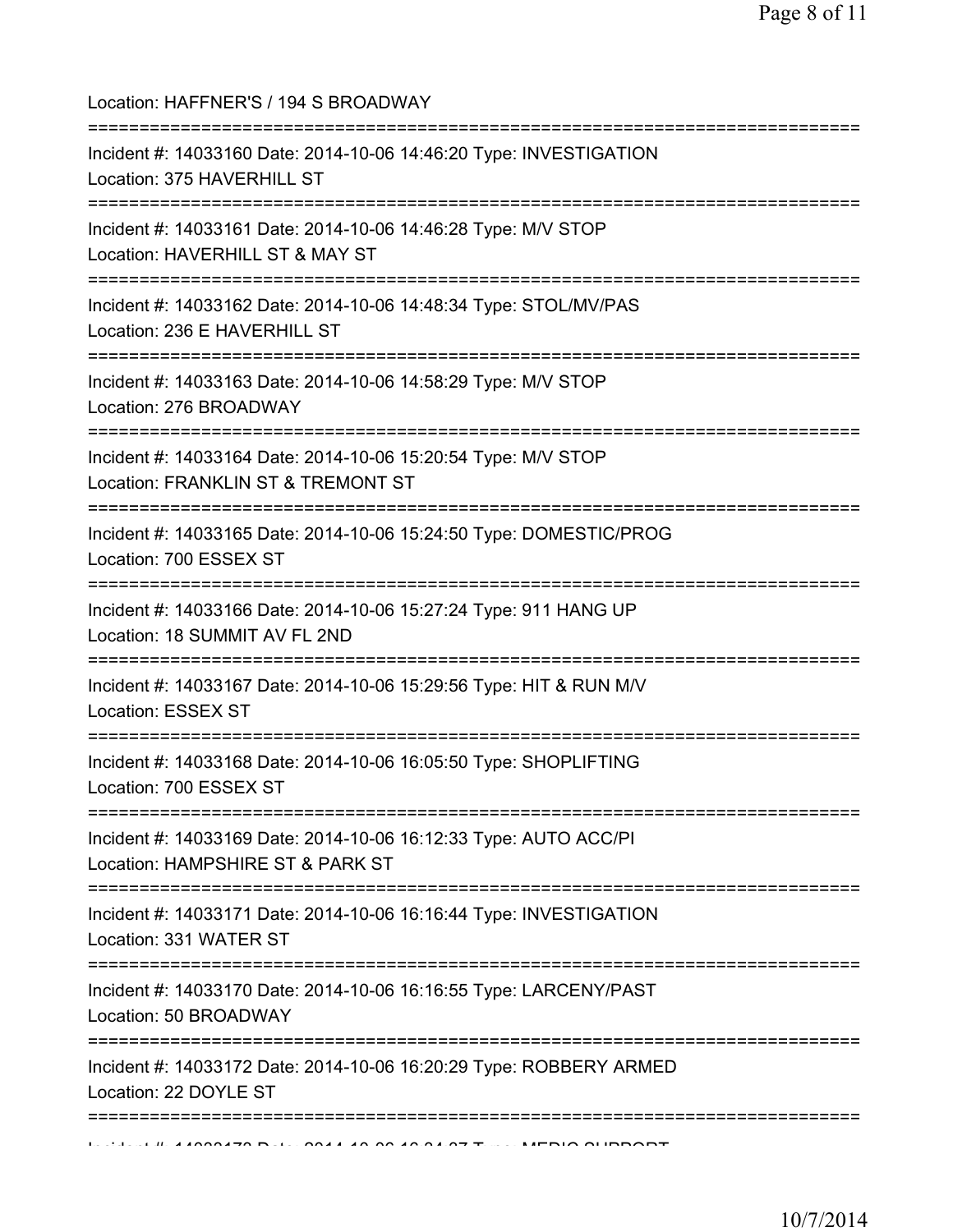Location: HAFFNER'S / 194 S BROADWAY

===========================================================================

Incident #: 14033160 Date: 2014-10-06 14:46:20 Type: INVESTIGATION
Location: 375 HAVERHILL ST

===========================================================================

Incident #: 14033161 Date: 2014-10-06 14:46:28 Type: M/V STOP
Location: HAVERHILL ST & MAY ST

===========================================================================

Incident #: 14033162 Date: 2014-10-06 14:48:34 Type: STOL/MV/PAS
Location: 236 E HAVERHILL ST

===========================================================================

Incident #: 14033163 Date: 2014-10-06 14:58:29 Type: M/V STOP
Location: 276 BROADWAY

===========================================================================

Incident #: 14033164 Date: 2014-10-06 15:20:54 Type: M/V STOP
Location: FRANKLIN ST & TREMONT ST

===========================================================================

Incident #: 14033165 Date: 2014-10-06 15:24:50 Type: DOMESTIC/PROG
Location: 700 ESSEX ST

===========================================================================

Incident #: 14033166 Date: 2014-10-06 15:27:24 Type: 911 HANG UP
Location: 18 SUMMIT AV FL 2ND

===========================================================================

Incident #: 14033167 Date: 2014-10-06 15:29:56 Type: HIT & RUN M/V
Location: ESSEX ST

===========================================================================

Incident #: 14033168 Date: 2014-10-06 16:05:50 Type: SHOPLIFTING
Location: 700 ESSEX ST

===========================================================================

Incident #: 14033169 Date: 2014-10-06 16:12:33 Type: AUTO ACC/PI
Location: HAMPSHIRE ST & PARK ST

===========================================================================

Incident #: 14033171 Date: 2014-10-06 16:16:44 Type: INVESTIGATION
Location: 331 WATER ST

===========================================================================

Incident #: 14033170 Date: 2014-10-06 16:16:55 Type: LARCENY/PAST
Location: 50 BROADWAY

===========================================================================

Incident #: 14033172 Date: 2014-10-06 16:20:29 Type: ROBBERY ARMED
Location: 22 DOYLE ST

===========================================================================

Incident #: 14033173 Date: 2014-10-06 16:24:37 Type: MEDIC SUPPORT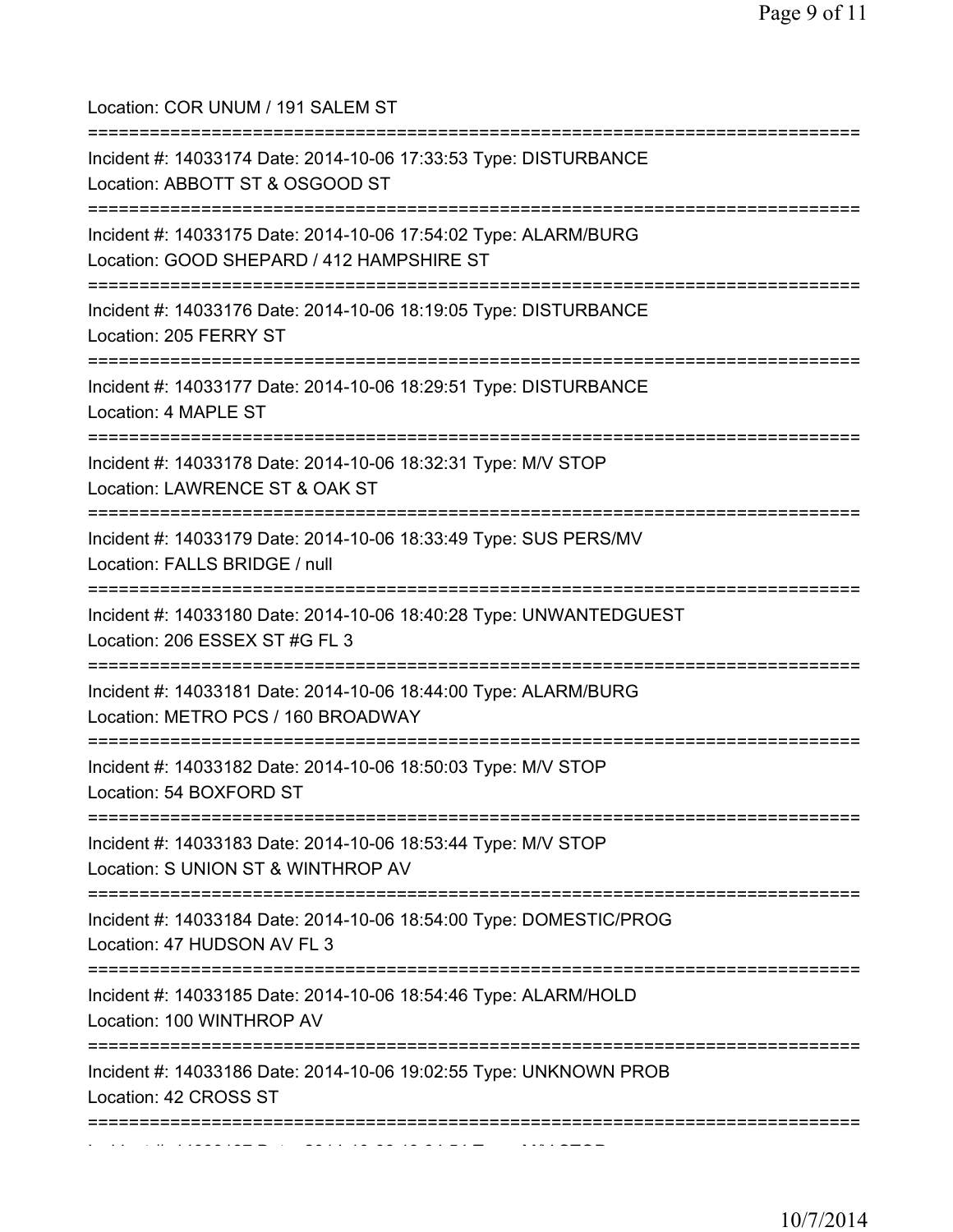Location: COR UNUM / 191 SALEM ST

===========================================================================

Incident #: 14033174 Date: 2014-10-06 17:33:53 Type: DISTURBANCE
Location: ABBOTT ST & OSGOOD ST

===========================================================================

Incident #: 14033175 Date: 2014-10-06 17:54:02 Type: ALARM/BURG
Location: GOOD SHEPARD / 412 HAMPSHIRE ST

===========================================================================

Incident #: 14033176 Date: 2014-10-06 18:19:05 Type: DISTURBANCE
Location: 205 FERRY ST

===========================================================================

Incident #: 14033177 Date: 2014-10-06 18:29:51 Type: DISTURBANCE
Location: 4 MAPLE ST

===========================================================================

Incident #: 14033178 Date: 2014-10-06 18:32:31 Type: M/V STOP
Location: LAWRENCE ST & OAK ST

===========================================================================

Incident #: 14033179 Date: 2014-10-06 18:33:49 Type: SUS PERS/MV
Location: FALLS BRIDGE / null

===========================================================================

Incident #: 14033180 Date: 2014-10-06 18:40:28 Type: UNWANTEDGUEST
Location: 206 ESSEX ST #G FL 3

===========================================================================

Incident #: 14033181 Date: 2014-10-06 18:44:00 Type: ALARM/BURG
Location: METRO PCS / 160 BROADWAY

===========================================================================

Incident #: 14033182 Date: 2014-10-06 18:50:03 Type: M/V STOP
Location: 54 BOXFORD ST

===========================================================================

Incident #: 14033183 Date: 2014-10-06 18:53:44 Type: M/V STOP
Location: S UNION ST & WINTHROP AV

===========================================================================

Incident #: 14033184 Date: 2014-10-06 18:54:00 Type: DOMESTIC/PROG
Location: 47 HUDSON AV FL 3

===========================================================================

Incident #: 14033185 Date: 2014-10-06 18:54:46 Type: ALARM/HOLD
Location: 100 WINTHROP AV

===========================================================================

Incident #: 14033186 Date: 2014-10-06 19:02:55 Type: UNKNOWN PROB
Location: 42 CROSS ST

===========================================================================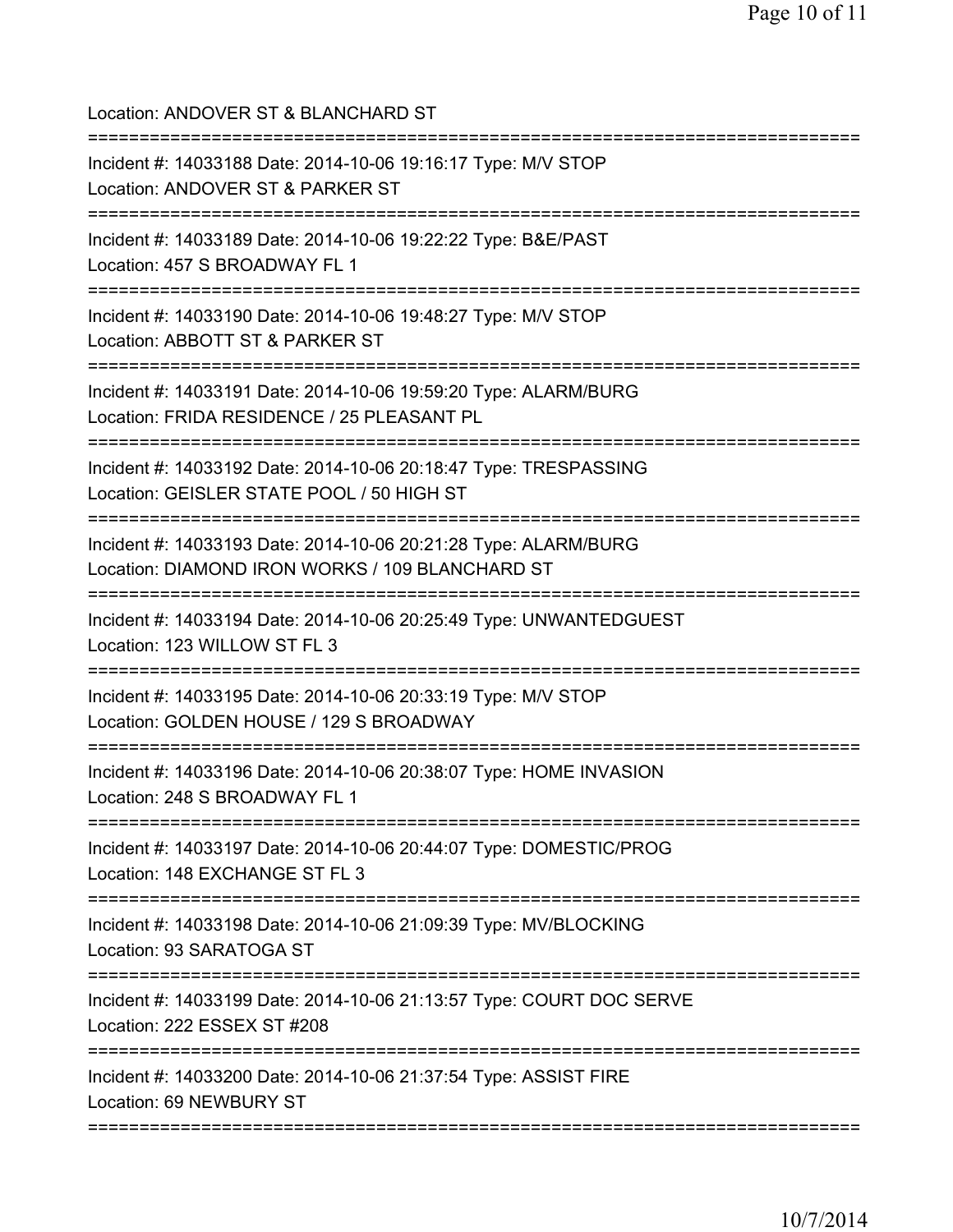Location: ANDOVER ST & BLANCHARD ST

===========================================================================

Incident #: 14033188 Date: 2014-10-06 19:16:17 Type: M/V STOP
Location: ANDOVER ST & PARKER ST

===========================================================================

Incident #: 14033189 Date: 2014-10-06 19:22:22 Type: B&E/PAST
Location: 457 S BROADWAY FL 1

===========================================================================

Incident #: 14033190 Date: 2014-10-06 19:48:27 Type: M/V STOP
Location: ABBOTT ST & PARKER ST

===========================================================================

Incident #: 14033191 Date: 2014-10-06 19:59:20 Type: ALARM/BURG
Location: FRIDA RESIDENCE / 25 PLEASANT PL

===========================================================================

Incident #: 14033192 Date: 2014-10-06 20:18:47 Type: TRESPASSING
Location: GEISLER STATE POOL / 50 HIGH ST

===========================================================================

Incident #: 14033193 Date: 2014-10-06 20:21:28 Type: ALARM/BURG
Location: DIAMOND IRON WORKS / 109 BLANCHARD ST

===========================================================================

Incident #: 14033194 Date: 2014-10-06 20:25:49 Type: UNWANTEDGUEST
Location: 123 WILLOW ST FL 3

===========================================================================

Incident #: 14033195 Date: 2014-10-06 20:33:19 Type: M/V STOP
Location: GOLDEN HOUSE / 129 S BROADWAY

===========================================================================

Incident #: 14033196 Date: 2014-10-06 20:38:07 Type: HOME INVASION
Location: 248 S BROADWAY FL 1

===========================================================================

Incident #: 14033197 Date: 2014-10-06 20:44:07 Type: DOMESTIC/PROG
Location: 148 EXCHANGE ST FL 3

===========================================================================

Incident #: 14033198 Date: 2014-10-06 21:09:39 Type: MV/BLOCKING
Location: 93 SARATOGA ST

===========================================================================

Incident #: 14033199 Date: 2014-10-06 21:13:57 Type: COURT DOC SERVE
Location: 222 ESSEX ST #208

===========================================================================

Incident #: 14033200 Date: 2014-10-06 21:37:54 Type: ASSIST FIRE
Location: 69 NEWBURY ST

===========================================================================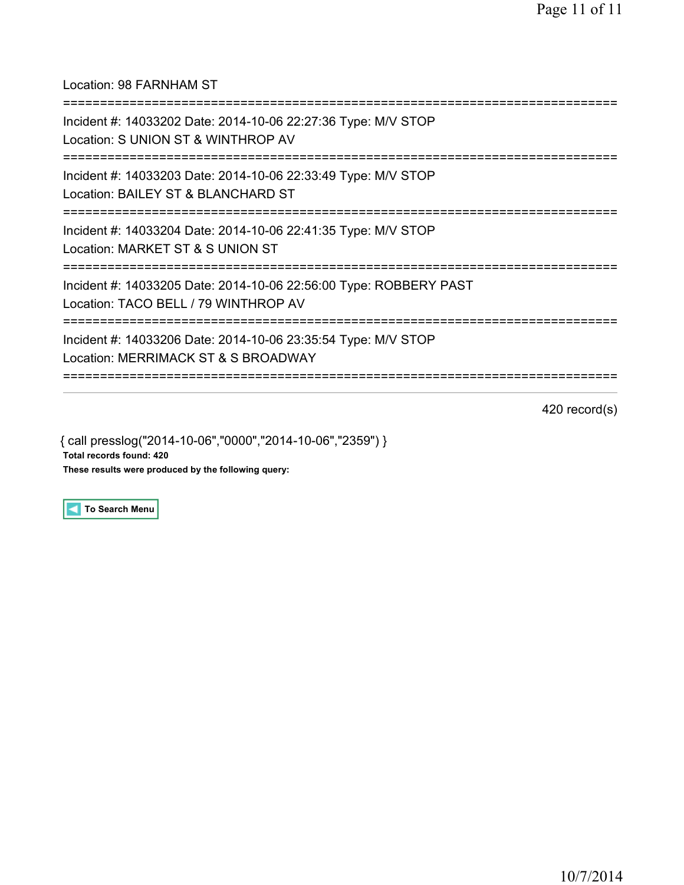Location: 98 FARNHAM ST

===========================================================================

Incident #: 14033202 Date: 2014-10-06 22:27:36 Type: M/V STOP

Location: S UNION ST & WINTHROP AV

===========================================================================

Incident #: 14033203 Date: 2014-10-06 22:33:49 Type: M/V STOP

Location: BAILEY ST & BLANCHARD ST

===========================================================================

Incident #: 14033204 Date: 2014-10-06 22:41:35 Type: M/V STOP

Location: MARKET ST & S UNION ST

===========================================================================

Incident #: 14033205 Date: 2014-10-06 22:56:00 Type: ROBBERY PAST

Location: TACO BELL / 79 WINTHROP AV

===========================================================================

Incident #: 14033206 Date: 2014-10-06 23:35:54 Type: M/V STOP

Location: MERRIMACK ST & S BROADWAY

===========================================================================

---

420 record(s)

{ call presslog("2014-10-06","0000","2014-10-06","2359") }

**Total records found: 420**

**These results were produced by the following query:**

**To Search Menu**